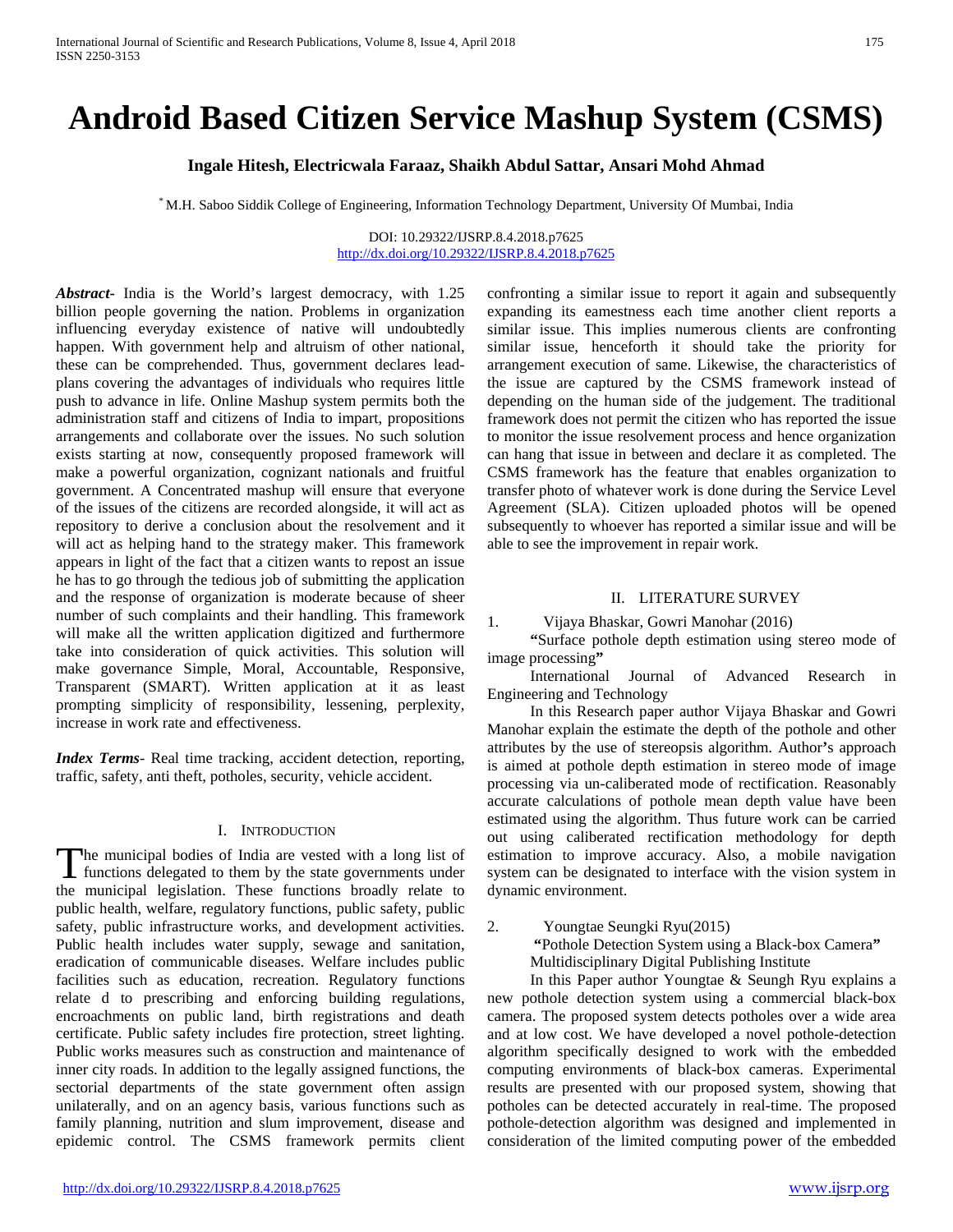# Android Based Citizen Service Mashup System (CSMS)

**Ingale Hitesh, Electricwala Faraaz, Shaikh Abdul Sattar, Ansari Mohd Ahmad**

[*] M.H. Saboo Siddik College of Engineering, Information Technology Department, University Of Mumbai, India

DOI: 10.29322/IJSRP.8.4.2018.p7625
http://dx.doi.org/10.29322/IJSRP.8.4.2018.p7625

***Abstract***- India is the World's largest democracy, with 1.25 billion people governing the nation. Problems in organization influencing everyday existence of native will undoubtedly happen. With government help and altruism of other national, these can be comprehended. Thus, government declares lead-plans covering the advantages of individuals who requires little push to advance in life. Online Mashup system permits both the administration staff and citizens of India to impart, propositions arrangements and collaborate over the issues. No such solution exists starting at now, consequently proposed framework will make a powerful organization, cognizant nationals and fruitful government. A Concentrated mashup will ensure that everyone of the issues of the citizens are recorded alongside, it will act as repository to derive a conclusion about the resolvement and it will act as helping hand to the strategy maker. This framework appears in light of the fact that a citizen wants to repost an issue he has to go through the tedious job of submitting the application and the response of organization is moderate because of sheer number of such complaints and their handling. This framework will make all the written application digitized and furthermore take into consideration of quick activities. This solution will make governance Simple, Moral, Accountable, Responsive, Transparent (SMART). Written application at it as least prompting simplicity of responsibility, lessening, perplexity, increase in work rate and effectiveness.

***Index Terms***- Real time tracking, accident detection, reporting, traffic, safety, anti theft, potholes, security, vehicle accident.

## I. Introduction

The municipal bodies of India are vested with a long list of functions delegated to them by the state governments under the municipal legislation. These functions broadly relate to public health, welfare, regulatory functions, public safety, public safety, public infrastructure works, and development activities. Public health includes water supply, sewage and sanitation, eradication of communicable diseases. Welfare includes public facilities such as education, recreation. Regulatory functions relate d to prescribing and enforcing building regulations, encroachments on public land, birth registrations and death certificate. Public safety includes fire protection, street lighting. Public works measures such as construction and maintenance of inner city roads. In addition to the legally assigned functions, the sectorial departments of the state government often assign unilaterally, and on an agency basis, various functions such as family planning, nutrition and slum improvement, disease and epidemic control. The CSMS framework permits client confronting a similar issue to report it again and subsequently expanding its earnestness each time another client reports a similar issue. This implies numerous clients are confronting similar issue, henceforth it should take the priority for arrangement execution of same. Likewise, the characteristics of the issue are captured by the CSMS framework instead of depending on the human side of the judgement. The traditional framework does not permit the citizen who has reported the issue to monitor the issue resolvement process and hence organization can hang that issue in between and declare it as completed. The CSMS framework has the feature that enables organization to transfer photo of whatever work is done during the Service Level Agreement (SLA). Citizen uploaded photos will be opened subsequently to whoever has reported a similar issue and will be able to see the improvement in repair work.

## II. Literature Survey

1. Vijaya Bhaskar, Gowri Manohar (2016)

**"**Surface pothole depth estimation using stereo mode of image processing**"**

International Journal of Advanced Research in Engineering and Technology

In this Research paper author Vijaya Bhaskar and Gowri Manohar explain the estimate the depth of the pothole and other attributes by the use of stereopsis algorithm. Author**'**s approach is aimed at pothole depth estimation in stereo mode of image processing via un-caliberated mode of rectification. Reasonably accurate calculations of pothole mean depth value have been estimated using the algorithm. Thus future work can be carried out using caliberated rectification methodology for depth estimation to improve accuracy. Also, a mobile navigation system can be designated to interface with the vision system in dynamic environment.

2. Youngtae Seungki Ryu(2015)

**"**Pothole Detection System using a Black-box Camera**"**

Multidisciplinary Digital Publishing Institute

In this Paper author Youngtae & Seungh Ryu explains a new pothole detection system using a commercial black-box camera. The proposed system detects potholes over a wide area and at low cost. We have developed a novel pothole-detection algorithm specifically designed to work with the embedded computing environments of black-box cameras. Experimental results are presented with our proposed system, showing that potholes can be detected accurately in real-time. The proposed pothole-detection algorithm was designed and implemented in consideration of the limited computing power of the embedded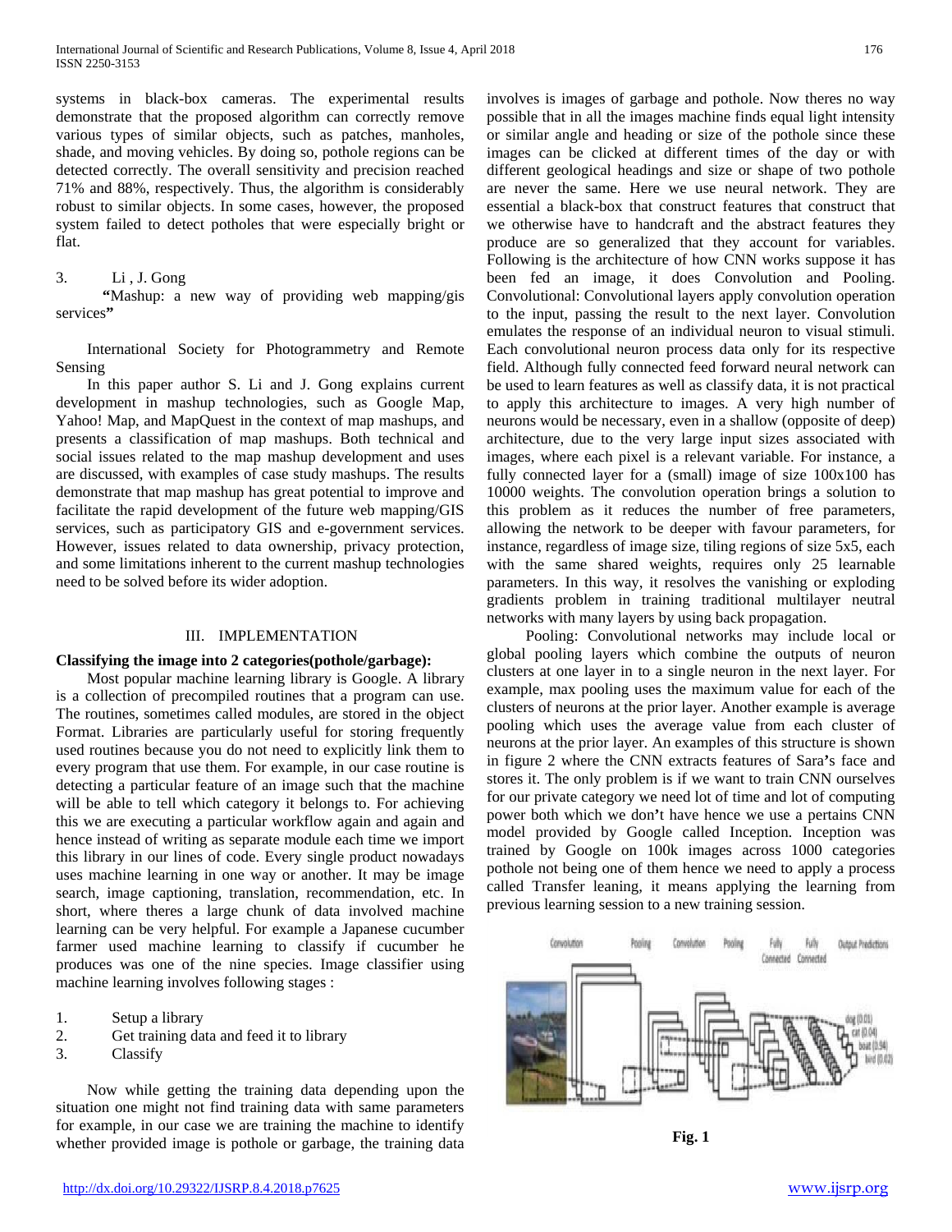systems in black-box cameras. The experimental results demonstrate that the proposed algorithm can correctly remove various types of similar objects, such as patches, manholes, shade, and moving vehicles. By doing so, pothole regions can be detected correctly. The overall sensitivity and precision reached 71% and 88%, respectively. Thus, the algorithm is considerably robust to similar objects. In some cases, however, the proposed system failed to detect potholes that were especially bright or flat.

3. Li , J. Gong

**"**Mashup: a new way of providing web mapping/gis services**"**

International Society for Photogrammetry and Remote Sensing

In this paper author S. Li and J. Gong explains current development in mashup technologies, such as Google Map, Yahoo! Map, and MapQuest in the context of map mashups, and presents a classification of map mashups. Both technical and social issues related to the map mashup development and uses are discussed, with examples of case study mashups. The results demonstrate that map mashup has great potential to improve and facilitate the rapid development of the future web mapping/GIS services, such as participatory GIS and e-government services. However, issues related to data ownership, privacy protection, and some limitations inherent to the current mashup technologies need to be solved before its wider adoption.

## III. IMPLEMENTATION

**Classifying the image into 2 categories(pothole/garbage):**

Most popular machine learning library is Google. A library is a collection of precompiled routines that a program can use. The routines, sometimes called modules, are stored in the object Format. Libraries are particularly useful for storing frequently used routines because you do not need to explicitly link them to every program that use them. For example, in our case routine is detecting a particular feature of an image such that the machine will be able to tell which category it belongs to. For achieving this we are executing a particular workflow again and again and hence instead of writing as separate module each time we import this library in our lines of code. Every single product nowadays uses machine learning in one way or another. It may be image search, image captioning, translation, recommendation, etc. In short, where theres a large chunk of data involved machine learning can be very helpful. For example a Japanese cucumber farmer used machine learning to classify if cucumber he produces was one of the nine species. Image classifier using machine learning involves following stages :

1. Setup a library
2. Get training data and feed it to library
3. Classify

Now while getting the training data depending upon the situation one might not find training data with same parameters for example, in our case we are training the machine to identify whether provided image is pothole or garbage, the training data involves is images of garbage and pothole. Now theres no way possible that in all the images machine finds equal light intensity or similar angle and heading or size of the pothole since these images can be clicked at different times of the day or with different geological headings and size or shape of two pothole are never the same. Here we use neural network. They are essential a black-box that construct features that construct that we otherwise have to handcraft and the abstract features they produce are so generalized that they account for variables. Following is the architecture of how CNN works suppose it has been fed an image, it does Convolution and Pooling. Convolutional: Convolutional layers apply convolution operation to the input, passing the result to the next layer. Convolution emulates the response of an individual neuron to visual stimuli. Each convolutional neuron process data only for its respective field. Although fully connected feed forward neural network can be used to learn features as well as classify data, it is not practical to apply this architecture to images. A very high number of neurons would be necessary, even in a shallow (opposite of deep) architecture, due to the very large input sizes associated with images, where each pixel is a relevant variable. For instance, a fully connected layer for a (small) image of size 100x100 has 10000 weights. The convolution operation brings a solution to this problem as it reduces the number of free parameters, allowing the network to be deeper with favour parameters, for instance, regardless of image size, tiling regions of size 5x5, each with the same shared weights, requires only 25 learnable parameters. In this way, it resolves the vanishing or exploding gradients problem in training traditional multilayer neutral networks with many layers by using back propagation.

Pooling: Convolutional networks may include local or global pooling layers which combine the outputs of neuron clusters at one layer in to a single neuron in the next layer. For example, max pooling uses the maximum value for each of the clusters of neurons at the prior layer. Another example is average pooling which uses the average value from each cluster of neurons at the prior layer. An examples of this structure is shown in figure 2 where the CNN extracts features of Sara's face and stores it. The only problem is if we want to train CNN ourselves for our private category we need lot of time and lot of computing power both which we don't have hence we use a pertains CNN model provided by Google called Inception. Inception was trained by Google on 100k images across 1000 categories pothole not being one of them hence we need to apply a process called Transfer leaning, it means applying the learning from previous learning session to a new training session.

**Fig. 1**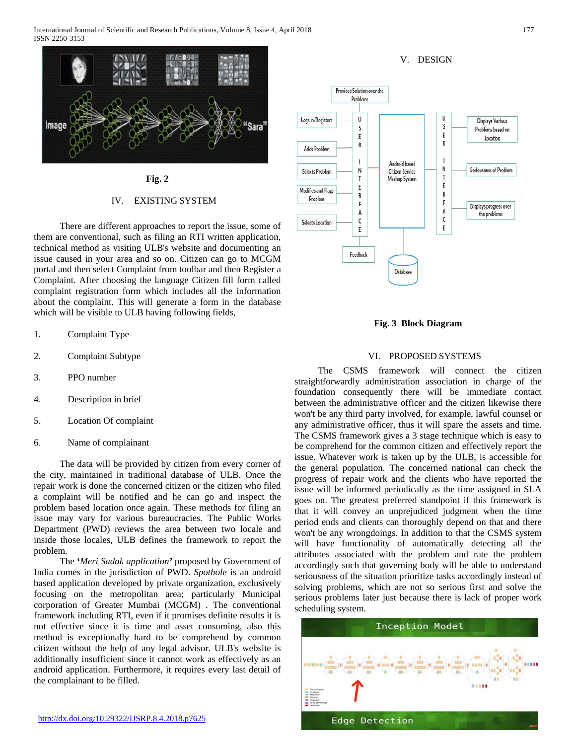Fig. 2

## IV. EXISTING SYSTEM

There are different approaches to report the issue, some of them are conventional, such as filing an RTI written application, technical method as visiting ULB's website and documenting an issue caused in your area and so on. Citizen can go to MCGM portal and then select Complaint from toolbar and then Register a Complaint. After choosing the language Citizen fill form called complaint registration form which includes all the information about the complaint. This will generate a form in the database which will be visible to ULB having following fields,

1. Complaint Type
2. Complaint Subtype
3. PPO number
4. Description in brief
5. Location Of complaint
6. Name of complainant

The data will be provided by citizen from every corner of the city, maintained in traditional database of ULB. Once the repair work is done the concerned citizen or the citizen who filed a complaint will be notified and he can go and inspect the problem based location once again. These methods for filing an issue may vary for various bureaucracies. The Public Works Department (PWD) reviews the area between two locale and inside those locales, ULB defines the framework to report the problem.

The **'***Meri Sadak application***'** proposed by Government of India comes in the jurisdiction of PWD. *Spothole* is an android based application developed by private organization, exclusively focusing on the metropolitan area; particularly Municipal corporation of Greater Mumbai (MCGM) . The conventional framework including RTI, even if it promises definite results it is not effective since it is time and asset consuming, also this method is exceptionally hard to be comprehend by common citizen without the help of any legal advisor. ULB's website is additionally insufficient since it cannot work as effectively as an android application. Furthermore, it requires every last detail of the complainant to be filled.

## V. DESIGN

**Fig. 3 Block Diagram**

## VI. PROPOSED SYSTEMS

The CSMS framework will connect the citizen straightforwardly administration association in charge of the foundation consequently there will be immediate contact between the administrative officer and the citizen likewise there won't be any third party involved, for example, lawful counsel or any administrative officer, thus it will spare the assets and time. The CSMS framework gives a 3 stage technique which is easy to be comprehend for the common citizen and effectively report the issue. Whatever work is taken up by the ULB, is accessible for the general population. The concerned national can check the progress of repair work and the clients who have reported the issue will be informed periodically as the time assigned in SLA goes on. The greatest preferred standpoint if this framework is that it will convey an unprejudiced judgment when the time period ends and clients can thoroughly depend on that and there won't be any wrongdoings. In addition to that the CSMS system will have functionality of automatically detecting all the attributes associated with the problem and rate the problem accordingly such that governing body will be able to understand seriousness of the situation prioritize tasks accordingly instead of solving problems, which are not so serious first and solve the serious problems later just because there is lack of proper work scheduling system.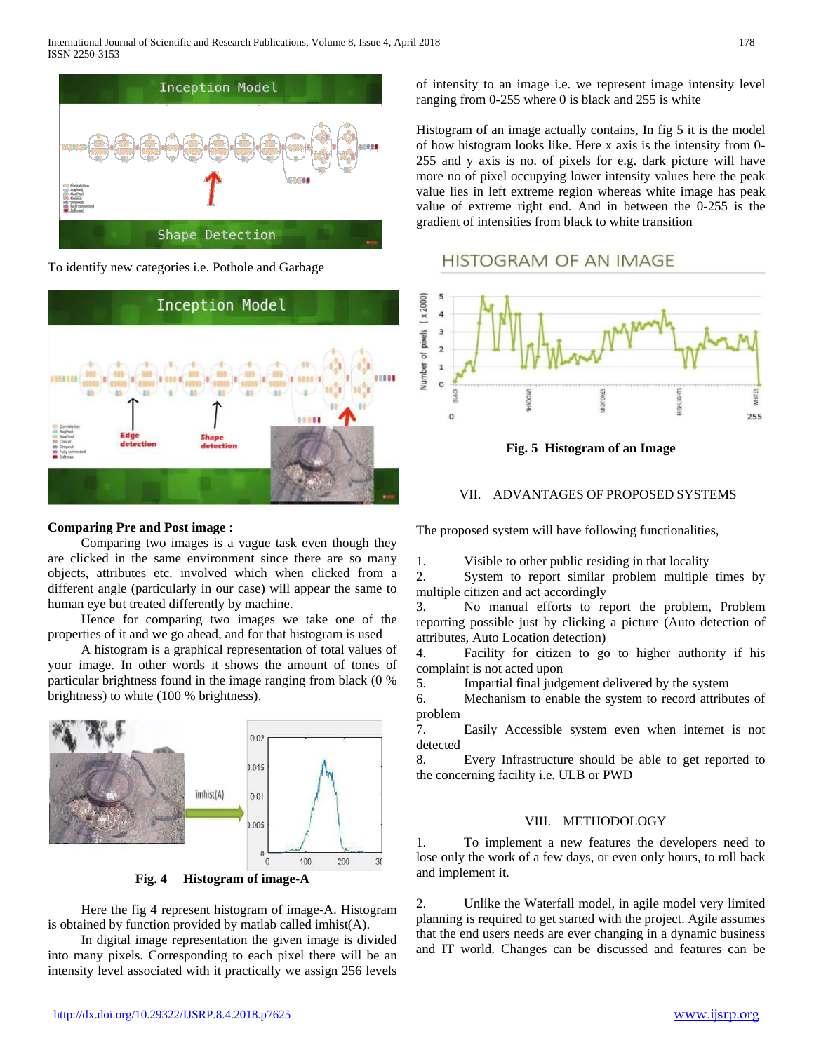To identify new categories i.e. Pothole and Garbage

**Comparing Pre and Post image :**

Comparing two images is a vague task even though they are clicked in the same environment since there are so many objects, attributes etc. involved which when clicked from a different angle (particularly in our case) will appear the same to human eye but treated differently by machine.

Hence for comparing two images we take one of the properties of it and we go ahead, and for that histogram is used

A histogram is a graphical representation of total values of your image. In other words it shows the amount of tones of particular brightness found in the image ranging from black (0 % brightness) to white (100 % brightness).

**Fig. 4 Histogram of image-A**

Here the fig 4 represent histogram of image-A. Histogram is obtained by function provided by matlab called imhist(A).

In digital image representation the given image is divided into many pixels. Corresponding to each pixel there will be an intensity level associated with it practically we assign 256 levels of intensity to an image i.e. we represent image intensity level ranging from 0-255 where 0 is black and 255 is white

Histogram of an image actually contains, In fig 5 it is the model of how histogram looks like. Here x axis is the intensity from 0-255 and y axis is no. of pixels for e.g. dark picture will have more no of pixel occupying lower intensity values here the peak value lies in left extreme region whereas white image has peak value of extreme right end. And in between the 0-255 is the gradient of intensities from black to white transition

**Fig. 5 Histogram of an Image**

## VII. ADVANTAGES OF PROPOSED SYSTEMS

The proposed system will have following functionalities,

1. Visible to other public residing in that locality
2. System to report similar problem multiple times by multiple citizen and act accordingly
3. No manual efforts to report the problem, Problem reporting possible just by clicking a picture (Auto detection of attributes, Auto Location detection)
4. Facility for citizen to go to higher authority if his complaint is not acted upon
5. Impartial final judgement delivered by the system
6. Mechanism to enable the system to record attributes of problem
7. Easily Accessible system even when internet is not detected
8. Every Infrastructure should be able to get reported to the concerning facility i.e. ULB or PWD

## VIII. METHODOLOGY

1. To implement a new features the developers need to lose only the work of a few days, or even only hours, to roll back and implement it.

2. Unlike the Waterfall model, in agile model very limited planning is required to get started with the project. Agile assumes that the end users needs are ever changing in a dynamic business and IT world. Changes can be discussed and features can be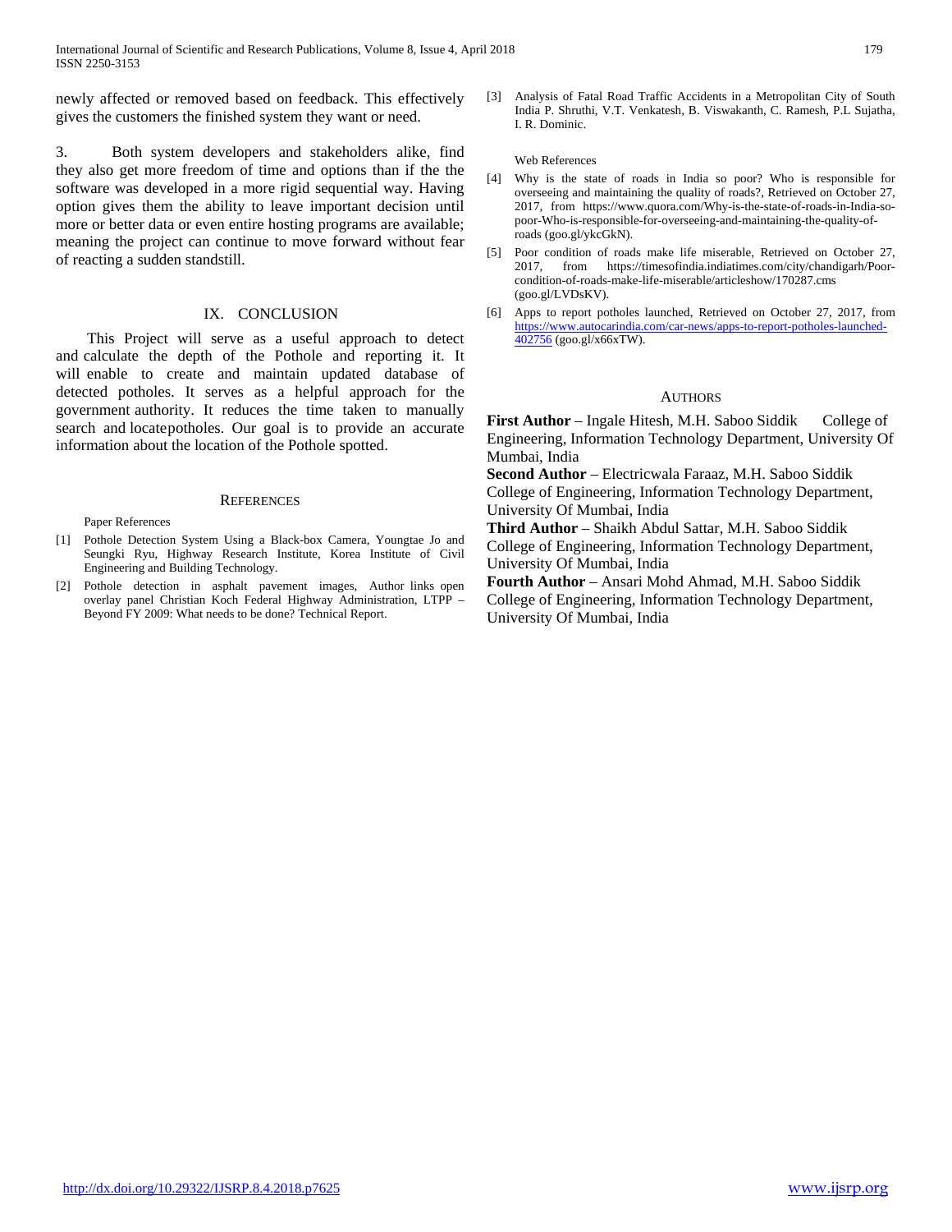newly affected or removed based on feedback. This effectively gives the customers the finished system they want or need.

3. Both system developers and stakeholders alike, find they also get more freedom of time and options than if the the software was developed in a more rigid sequential way. Having option gives them the ability to leave important decision until more or better data or even entire hosting programs are available; meaning the project can continue to move forward without fear of reacting a sudden standstill.

## IX. CONCLUSION

This Project will serve as a useful approach to detect and calculate the depth of the Pothole and reporting it. It will enable to create and maintain updated database of detected potholes. It serves as a helpful approach for the government authority. It reduces the time taken to manually search and locatepotholes. Our goal is to provide an accurate information about the location of the Pothole spotted.

## REFERENCES

Paper References

[1] Pothole Detection System Using a Black-box Camera, Youngtae Jo and Seungki Ryu, Highway Research Institute, Korea Institute of Civil Engineering and Building Technology.

[2] Pothole detection in asphalt pavement images, Author links open overlay panel Christian Koch Federal Highway Administration, LTPP – Beyond FY 2009: What needs to be done? Technical Report.

[3] Analysis of Fatal Road Traffic Accidents in a Metropolitan City of South India P. Shruthi, V.T. Venkatesh, B. Viswakanth, C. Ramesh, P.L Sujatha, I. R. Dominic.

Web References

[4] Why is the state of roads in India so poor? Who is responsible for overseeing and maintaining the quality of roads?, Retrieved on October 27, 2017, from https://www.quora.com/Why-is-the-state-of-roads-in-India-so-poor-Who-is-responsible-for-overseeing-and-maintaining-the-quality-of-roads (goo.gl/ykcGkN).

[5] Poor condition of roads make life miserable, Retrieved on October 27, 2017, from https://timesofindia.indiatimes.com/city/chandigarh/Poor-condition-of-roads-make-life-miserable/articleshow/170287.cms (goo.gl/LVDsKV).

[6] Apps to report potholes launched, Retrieved on October 27, 2017, from https://www.autocarindia.com/car-news/apps-to-report-potholes-launched-402756 (goo.gl/x66xTW).

## AUTHORS

**First Author** – Ingale Hitesh, M.H. Saboo Siddik College of Engineering, Information Technology Department, University Of Mumbai, India

**Second Author** – Electricwala Faraaz, M.H. Saboo Siddik College of Engineering, Information Technology Department, University Of Mumbai, India

**Third Author** – Shaikh Abdul Sattar, M.H. Saboo Siddik College of Engineering, Information Technology Department, University Of Mumbai, India

**Fourth Author** – Ansari Mohd Ahmad, M.H. Saboo Siddik College of Engineering, Information Technology Department, University Of Mumbai, India